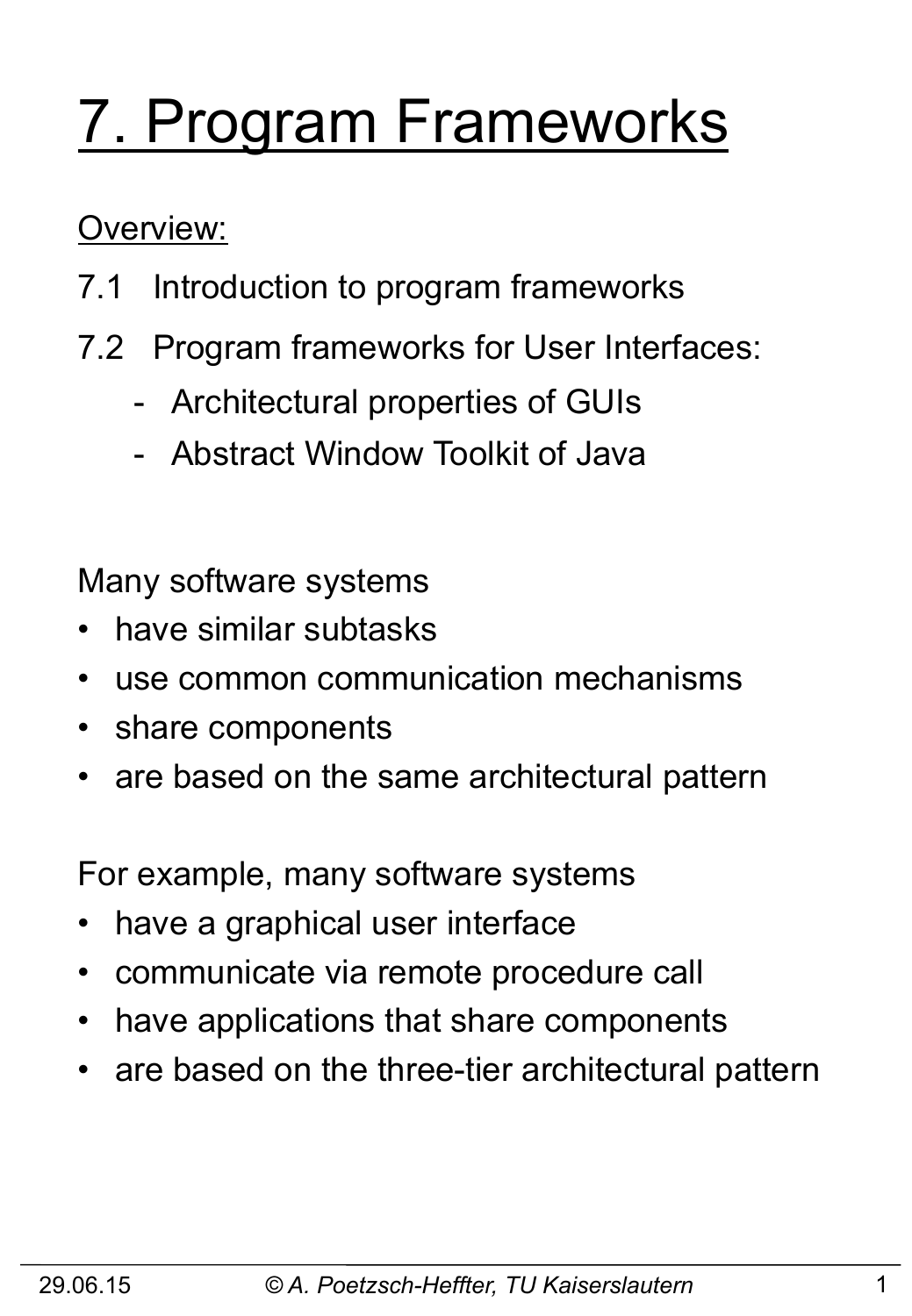# 7. Program Frameworks

Overview:

7.1 Introduction to program frameworks

7.2 Program frameworks for User Interfaces:

- Architectural properties of GUIs
- Abstract Window Toolkit of Java

Many software systems

- have similar subtasks
- use common communication mechanisms
- share components
- are based on the same architectural pattern

For example, many software systems

- have a graphical user interface
- communicate via remote procedure call
- have applications that share components
- are based on the three-tier architectural pattern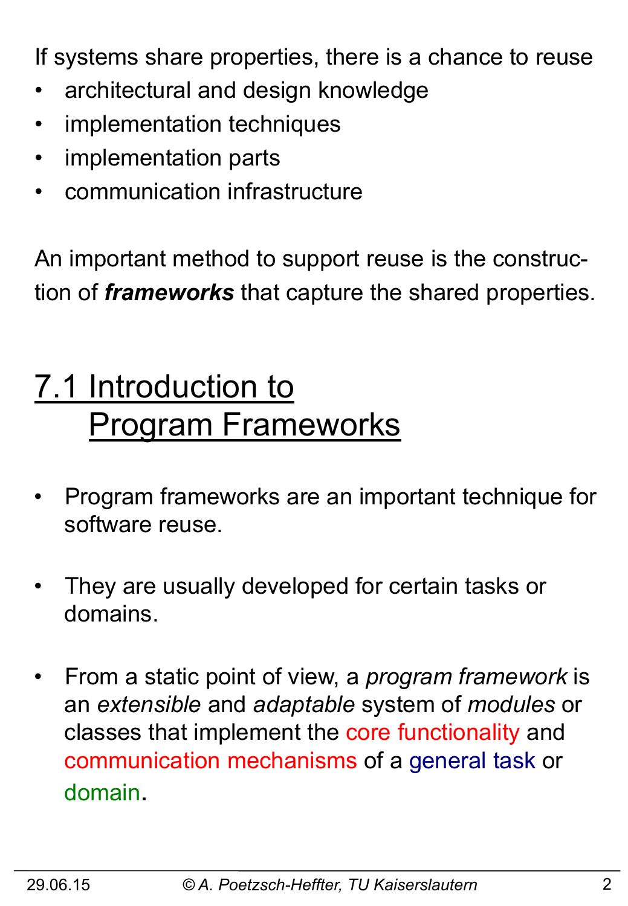If systems share properties, there is a chance to reuse

- architectural and design knowledge
- implementation techniques
- implementation parts
- communication infrastructure

An important method to support reuse is the construction of ***frameworks*** that capture the shared properties.

## 7.1 Introduction to Program Frameworks

- Program frameworks are an important technique for software reuse.
- They are usually developed for certain tasks or domains.
- From a static point of view, a *program framework* is an *extensible* and *adaptable* system of *modules* or classes that implement the core functionality and communication mechanisms of a general task or domain.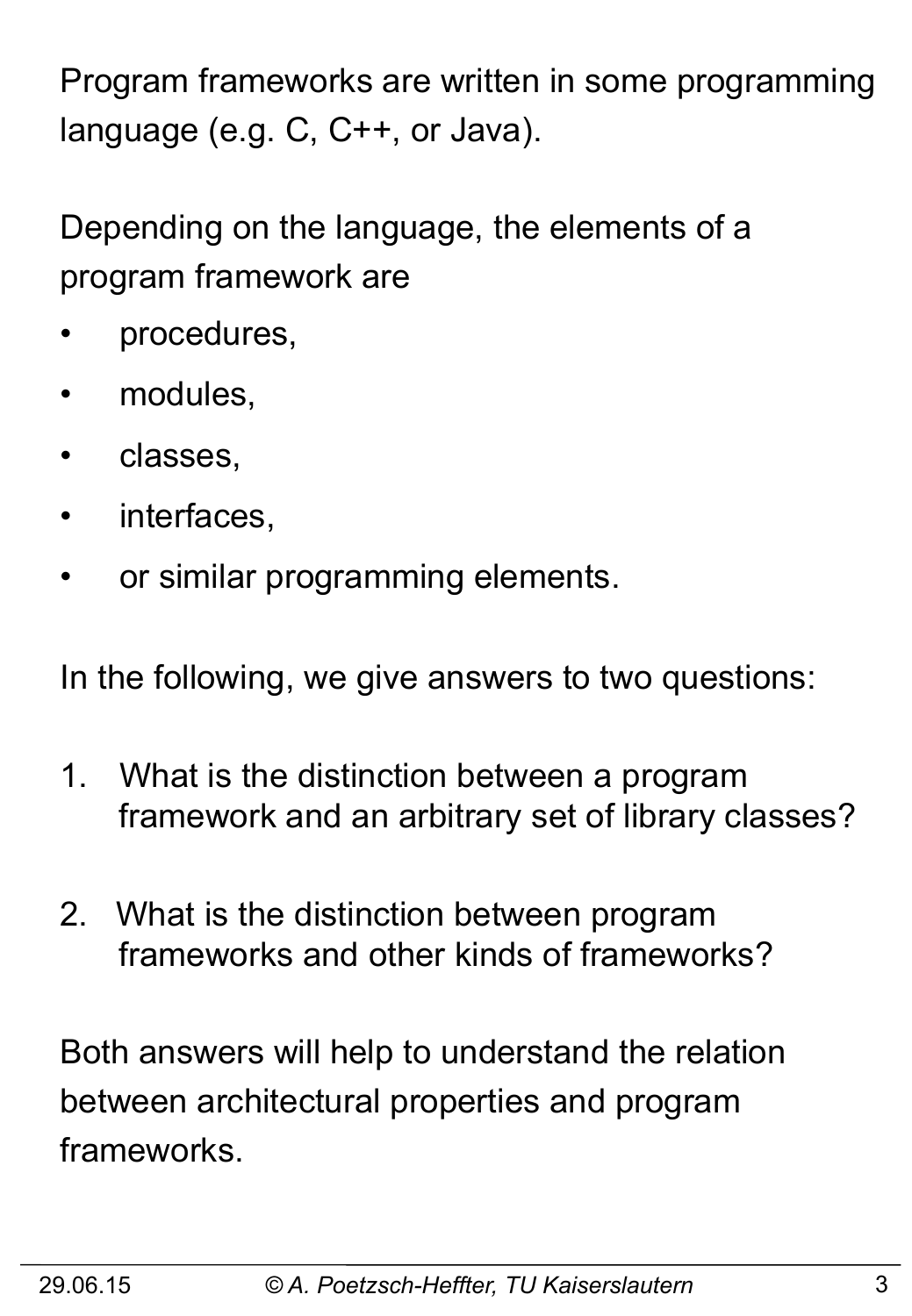Program frameworks are written in some programming language (e.g. C, C++, or Java).

Depending on the language, the elements of a program framework are

- procedures,
- modules,
- classes,
- interfaces,
- or similar programming elements.

In the following, we give answers to two questions:

1. What is the distinction between a program framework and an arbitrary set of library classes?

2. What is the distinction between program frameworks and other kinds of frameworks?

Both answers will help to understand the relation between architectural properties and program frameworks.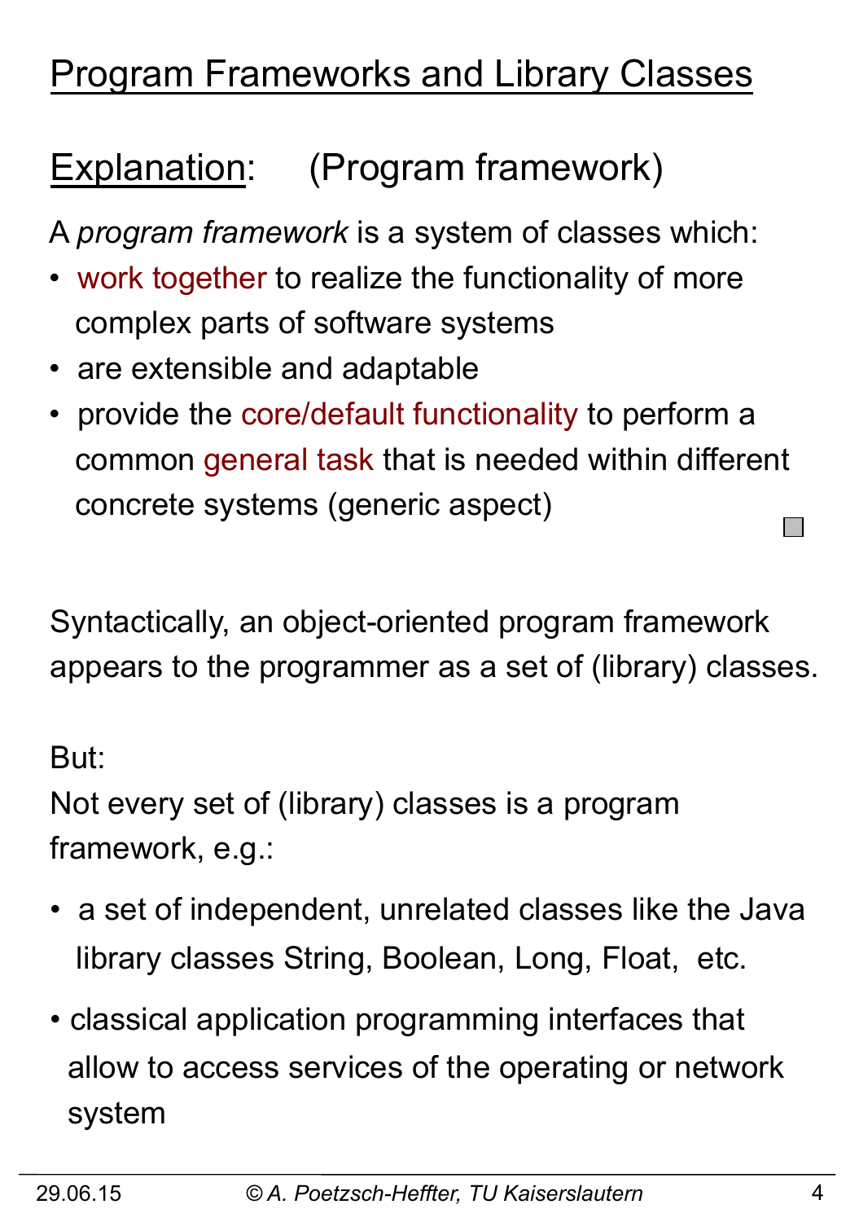# Program Frameworks and Library Classes

## Explanation: (Program framework)

A *program framework* is a system of classes which:

- work together to realize the functionality of more complex parts of software systems
- are extensible and adaptable
- provide the core/default functionality to perform a common general task that is needed within different concrete systems (generic aspect)

Syntactically, an object-oriented program framework appears to the programmer as a set of (library) classes.

But:
Not every set of (library) classes is a program framework, e.g.:

- a set of independent, unrelated classes like the Java library classes String, Boolean, Long, Float, etc.
- classical application programming interfaces that allow to access services of the operating or network system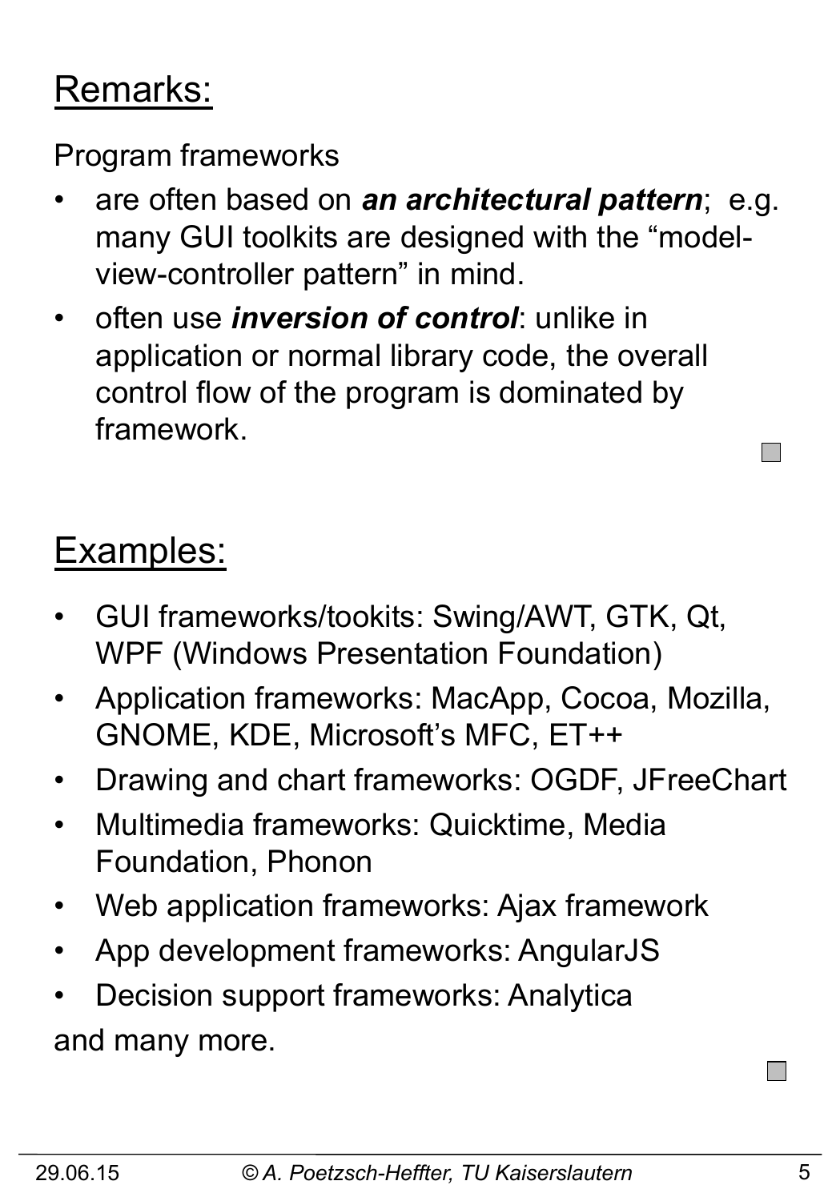## Remarks:

Program frameworks

- are often based on ***an architectural pattern***; e.g. many GUI toolkits are designed with the “model-view-controller pattern” in mind.
- often use ***inversion of control***: unlike in application or normal library code, the overall control flow of the program is dominated by framework.

## Examples:

- GUI frameworks/tookits: Swing/AWT, GTK, Qt, WPF (Windows Presentation Foundation)
- Application frameworks: MacApp, Cocoa, Mozilla, GNOME, KDE, Microsoft’s MFC, ET++
- Drawing and chart frameworks: OGDF, JFreeChart
- Multimedia frameworks: Quicktime, Media Foundation, Phonon
- Web application frameworks: Ajax framework
- App development frameworks: AngularJS
- Decision support frameworks: Analytica

and many more.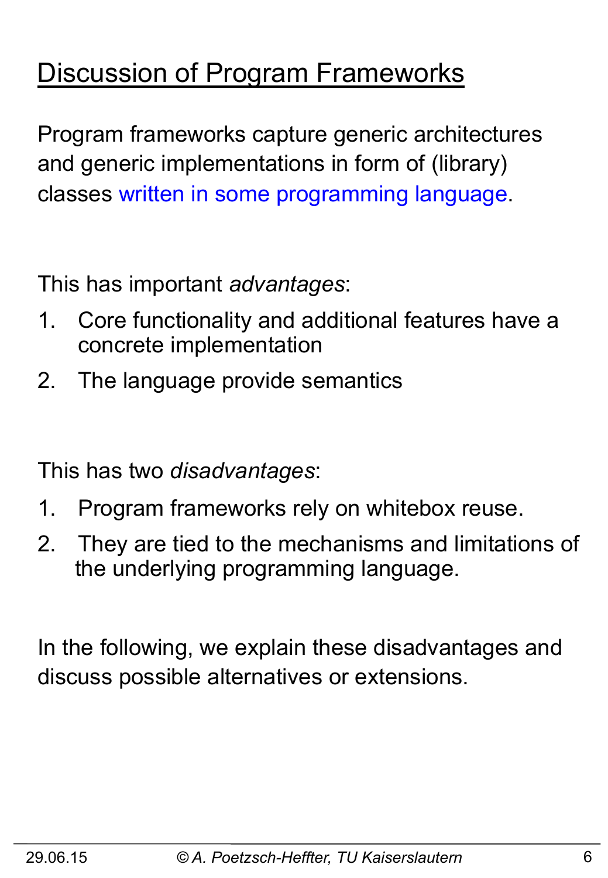# Discussion of Program Frameworks

Program frameworks capture generic architectures and generic implementations in form of (library) classes written in some programming language.

This has important *advantages*:

1. Core functionality and additional features have a concrete implementation
2. The language provide semantics

This has two *disadvantages*:

1. Program frameworks rely on whitebox reuse.
2. They are tied to the mechanisms and limitations of the underlying programming language.

In the following, we explain these disadvantages and discuss possible alternatives or extensions.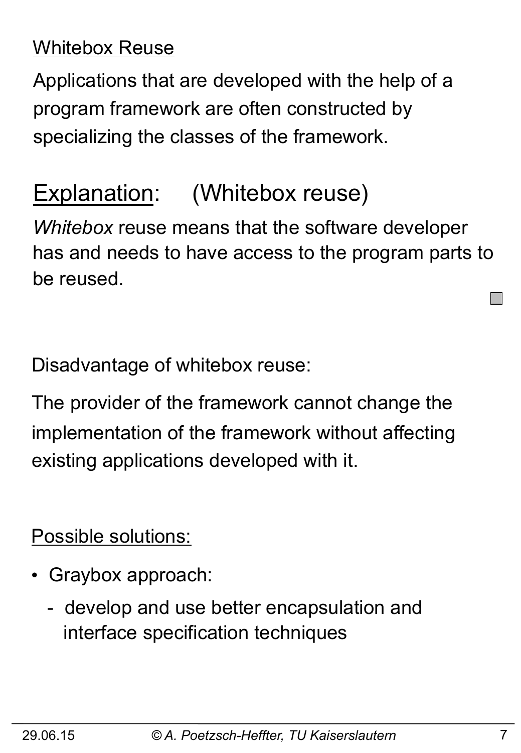<u>Whitebox Reuse</u>

Applications that are developed with the help of a program framework are often constructed by specializing the classes of the framework.

## <u>Explanation</u>: (Whitebox reuse)

*Whitebox* reuse means that the software developer has and needs to have access to the program parts to be reused.

Disadvantage of whitebox reuse:

The provider of the framework cannot change the implementation of the framework without affecting existing applications developed with it.

<u>Possible solutions:</u>

- Graybox approach:
  - develop and use better encapsulation and interface specification techniques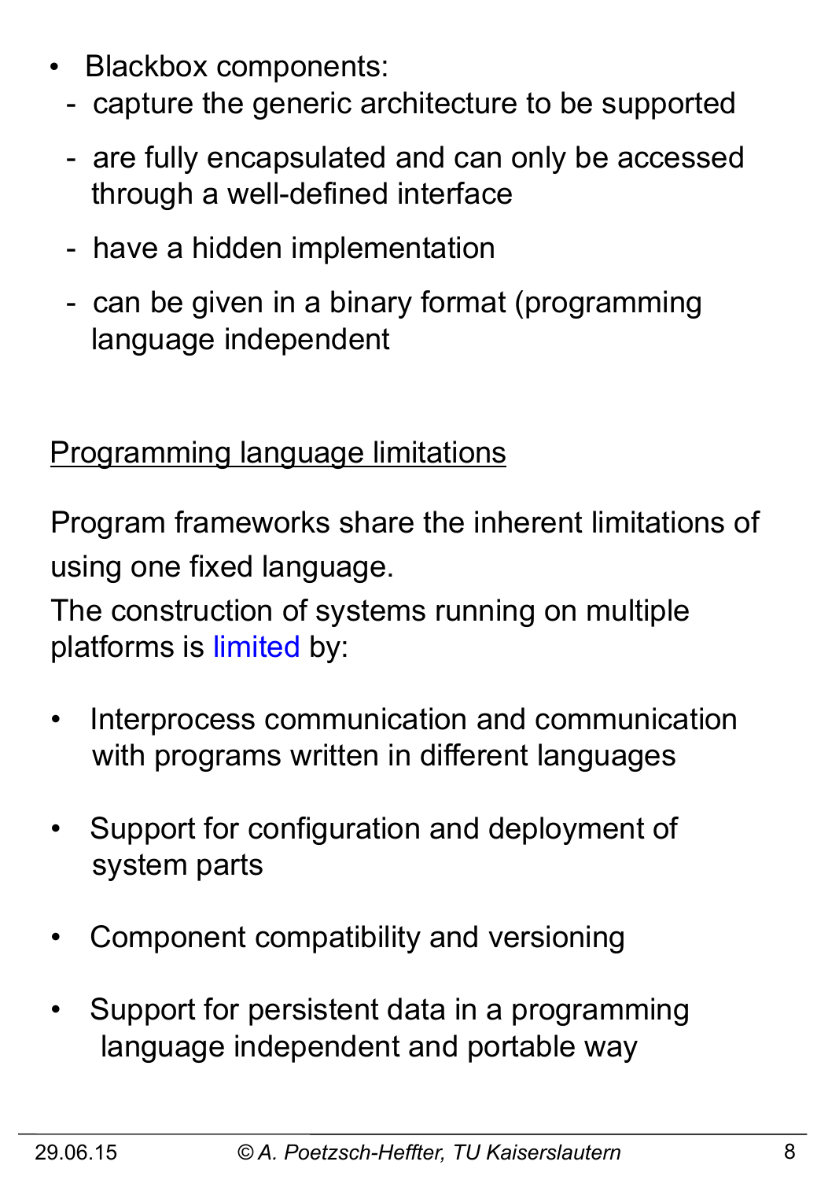- Blackbox components:
  - capture the generic architecture to be supported
  - are fully encapsulated and can only be accessed through a well-defined interface
  - have a hidden implementation
  - can be given in a binary format (programming language independent

<u>Programming language limitations</u>

Program frameworks share the inherent limitations of using one fixed language.

The construction of systems running on multiple platforms is limited by:

- Interprocess communication and communication with programs written in different languages
- Support for configuration and deployment of system parts
- Component compatibility and versioning
- Support for persistent data in a programming language independent and portable way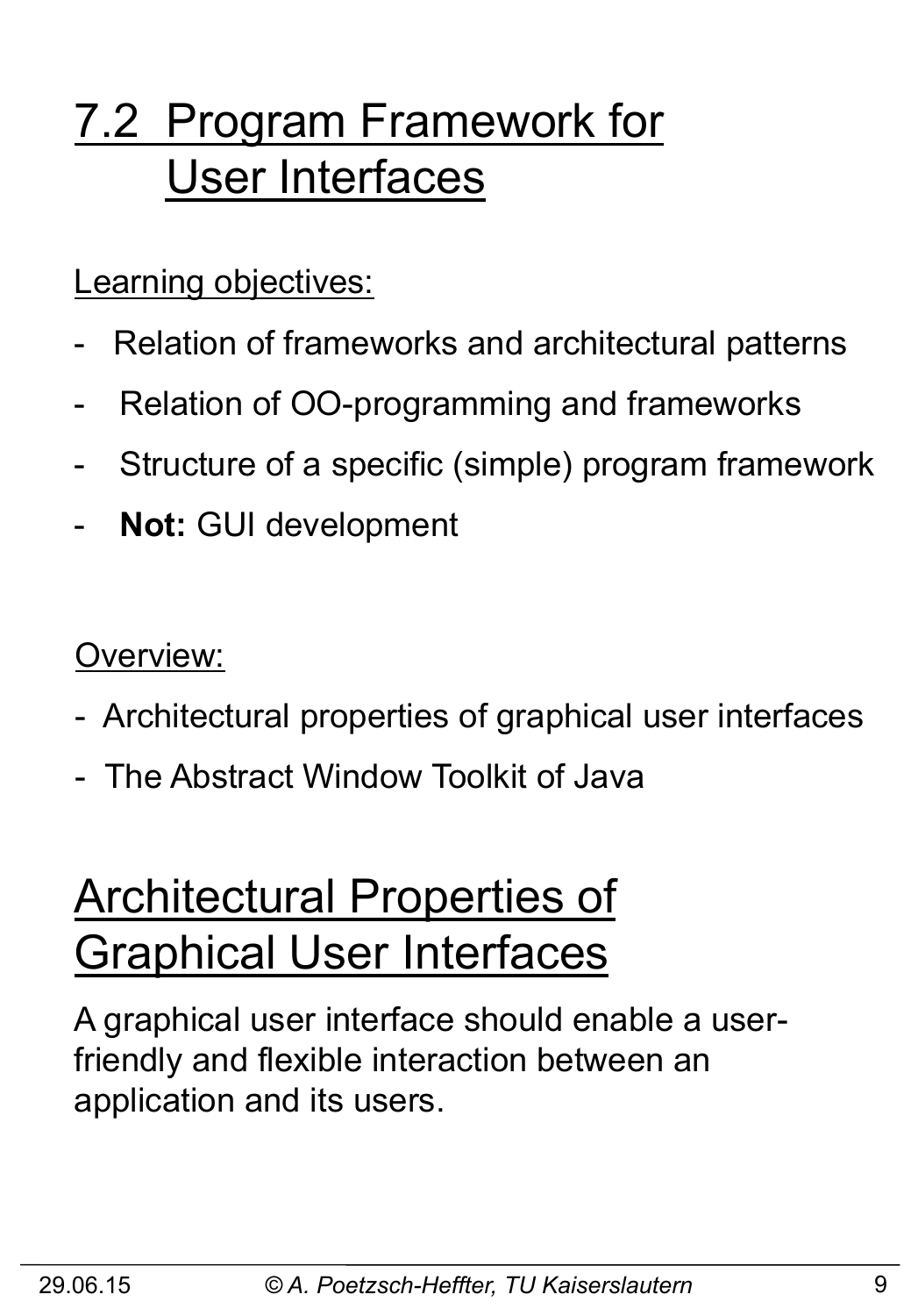# 7.2 Program Framework for User Interfaces

Learning objectives:

- Relation of frameworks and architectural patterns
- Relation of OO-programming and frameworks
- Structure of a specific (simple) program framework
- **Not:** GUI development

Overview:

- Architectural properties of graphical user interfaces
- The Abstract Window Toolkit of Java

# Architectural Properties of Graphical User Interfaces

A graphical user interface should enable a user-friendly and flexible interaction between an application and its users.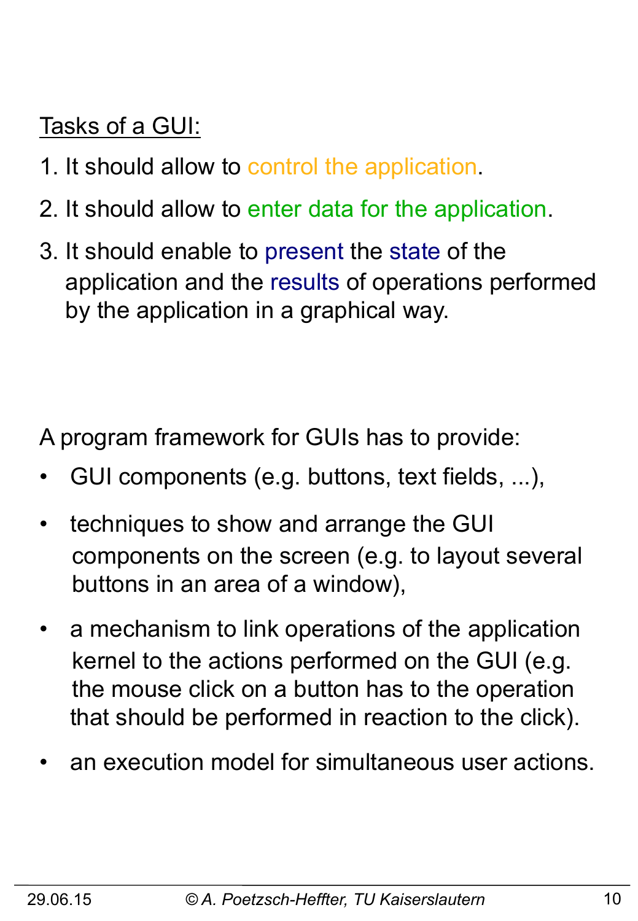Tasks of a GUI:

1. It should allow to control the application.
2. It should allow to enter data for the application.
3. It should enable to present the state of the application and the results of operations performed by the application in a graphical way.

A program framework for GUIs has to provide:

- GUI components (e.g. buttons, text fields, ...),
- techniques to show and arrange the GUI components on the screen (e.g. to layout several buttons in an area of a window),
- a mechanism to link operations of the application kernel to the actions performed on the GUI (e.g. the mouse click on a button has to the operation that should be performed in reaction to the click).
- an execution model for simultaneous user actions.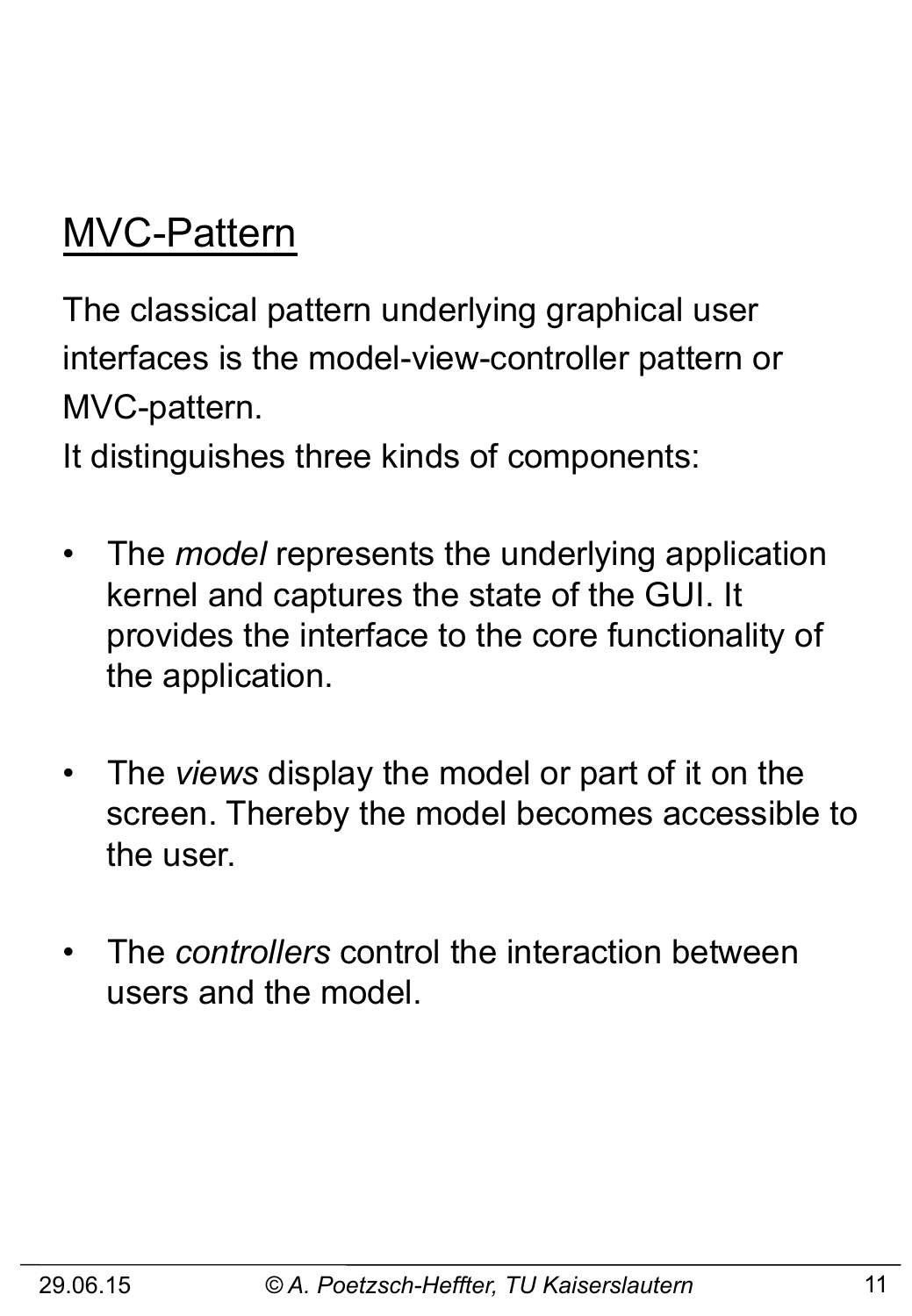## MVC-Pattern

The classical pattern underlying graphical user interfaces is the model-view-controller pattern or MVC-pattern.
It distinguishes three kinds of components:

- The *model* represents the underlying application kernel and captures the state of the GUI. It provides the interface to the core functionality of the application.

- The *views* display the model or part of it on the screen. Thereby the model becomes accessible to the user.

- The *controllers* control the interaction between users and the model.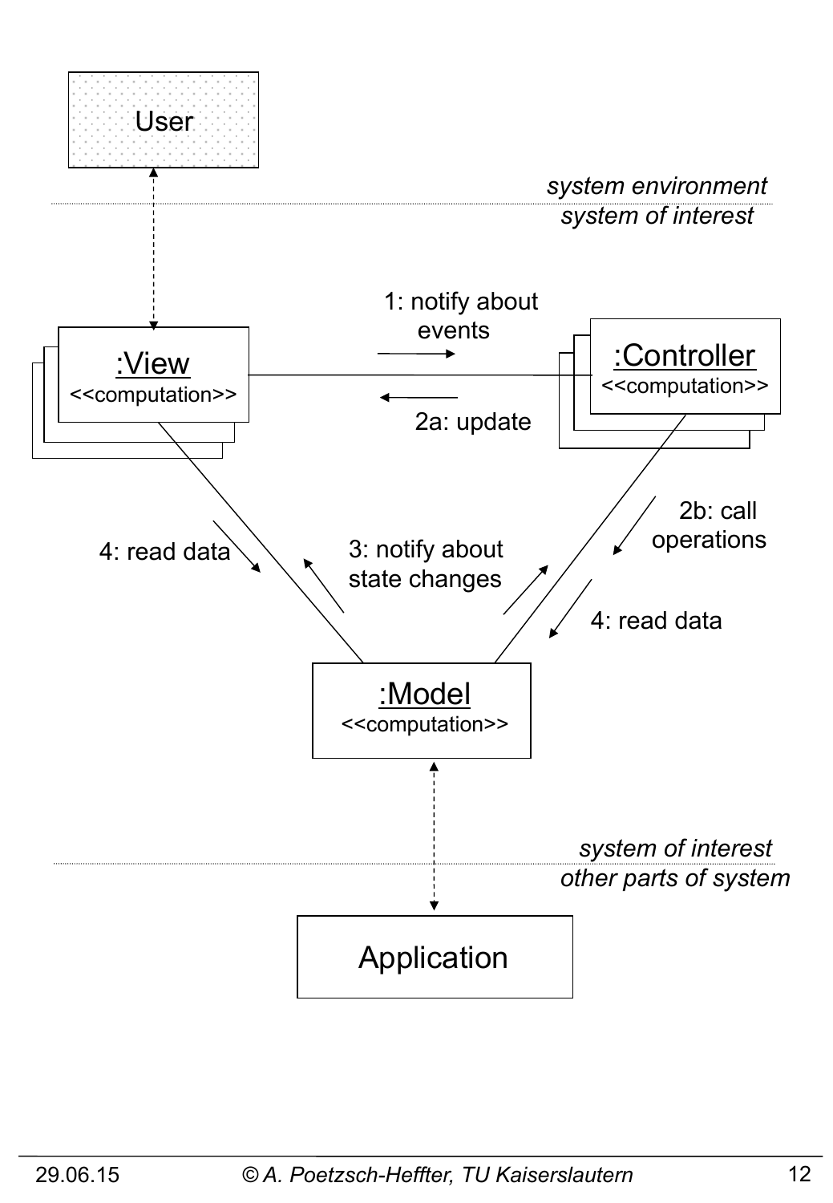User

*system environment*
*system of interest*

:View
<<computation>>

1: notify about events

2a: update

:Controller
<<computation>>

4: read data

3: notify about state changes

2b: call operations

4: read data

:Model
<<computation>>

*system of interest*
*other parts of system*

Application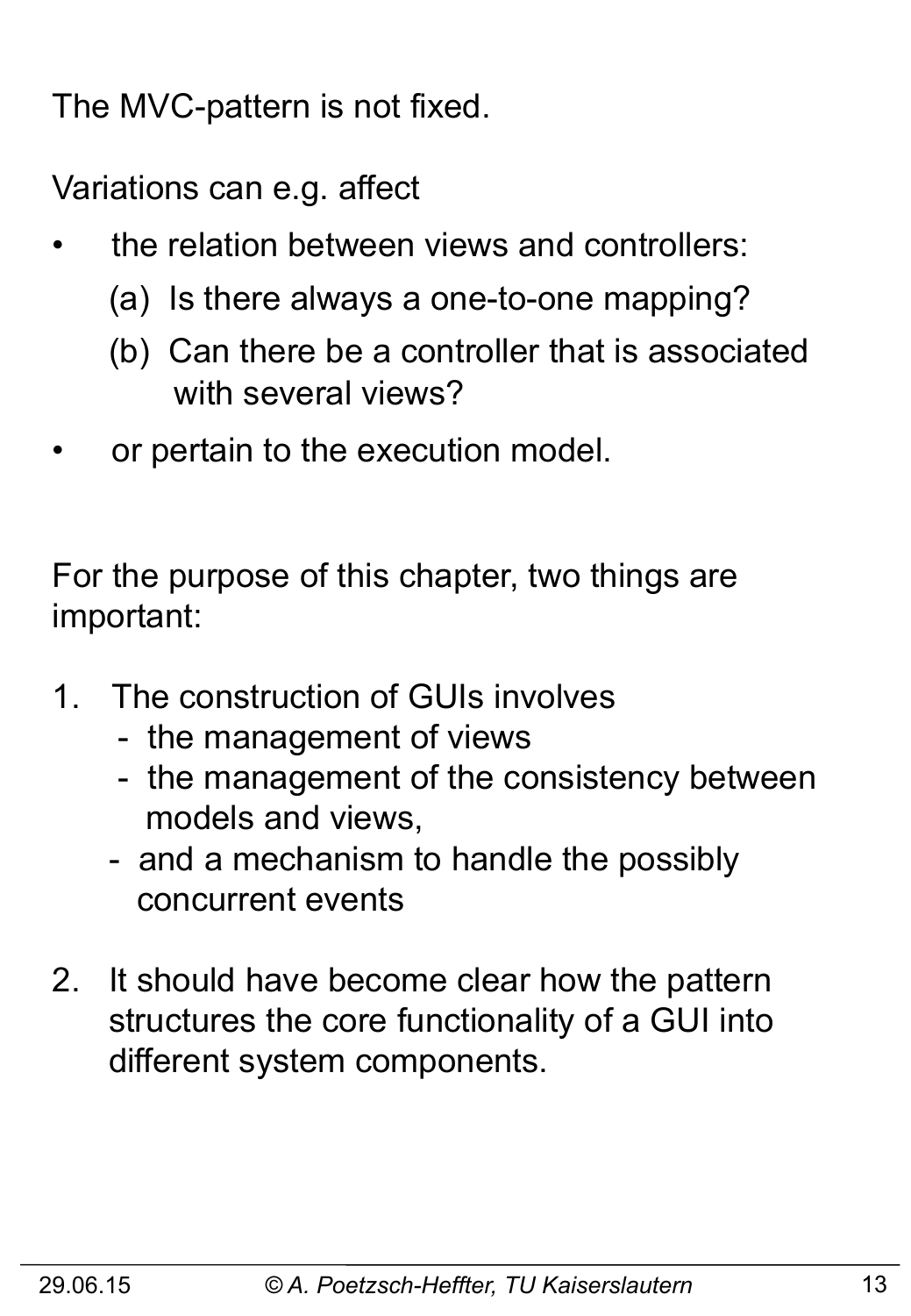The MVC-pattern is not fixed.

Variations can e.g. affect

- the relation between views and controllers:
  - (a) Is there always a one-to-one mapping?
  - (b) Can there be a controller that is associated with several views?
- or pertain to the execution model.

For the purpose of this chapter, two things are important:

1. The construction of GUIs involves
   - the management of views
   - the management of the consistency between models and views,
   - and a mechanism to handle the possibly concurrent events
2. It should have become clear how the pattern structures the core functionality of a GUI into different system components.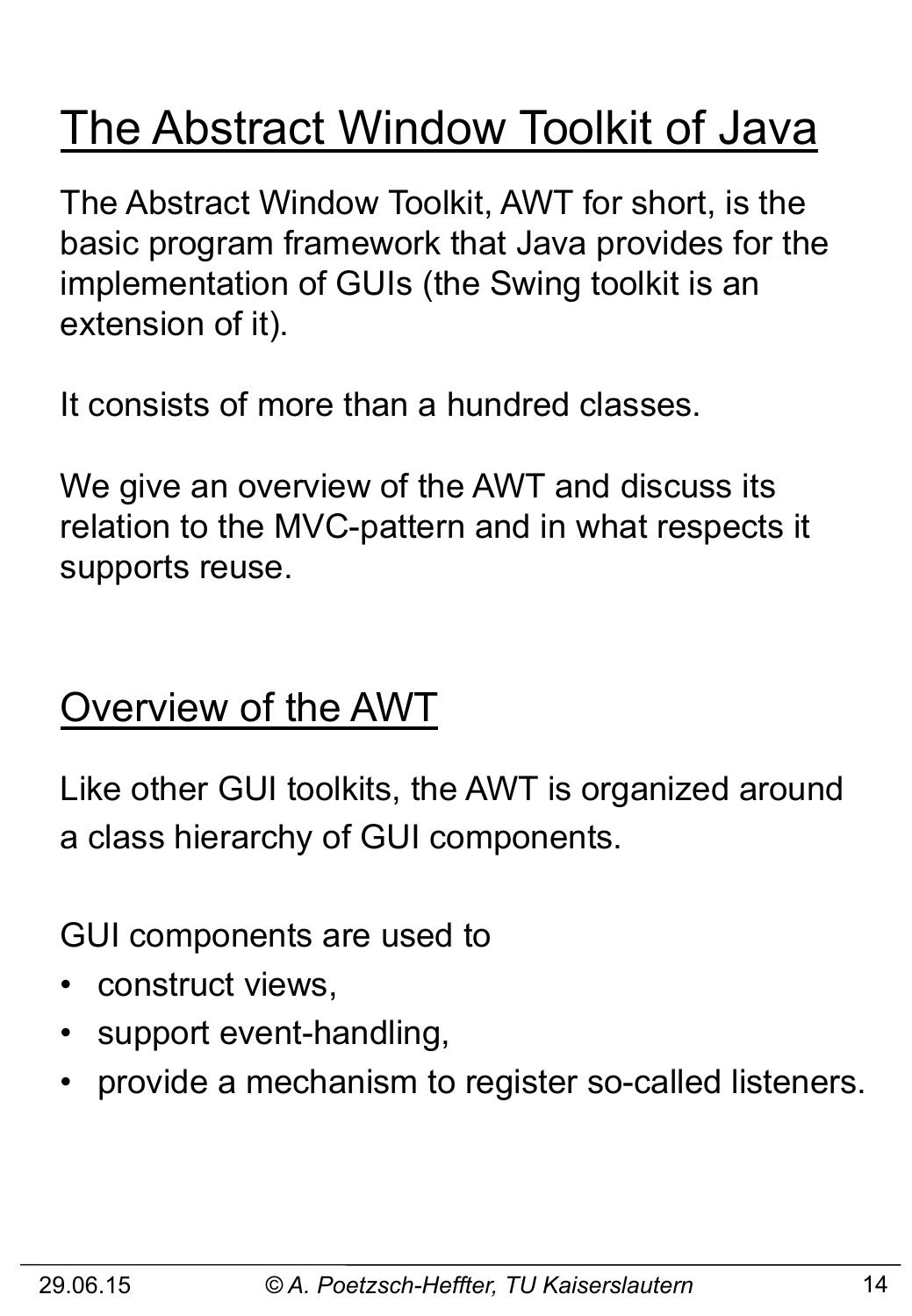# The Abstract Window Toolkit of Java

The Abstract Window Toolkit, AWT for short, is the basic program framework that Java provides for the implementation of GUIs (the Swing toolkit is an extension of it).

It consists of more than a hundred classes.

We give an overview of the AWT and discuss its relation to the MVC-pattern and in what respects it supports reuse.

## Overview of the AWT

Like other GUI toolkits, the AWT is organized around a class hierarchy of GUI components.

GUI components are used to

- construct views,
- support event-handling,
- provide a mechanism to register so-called listeners.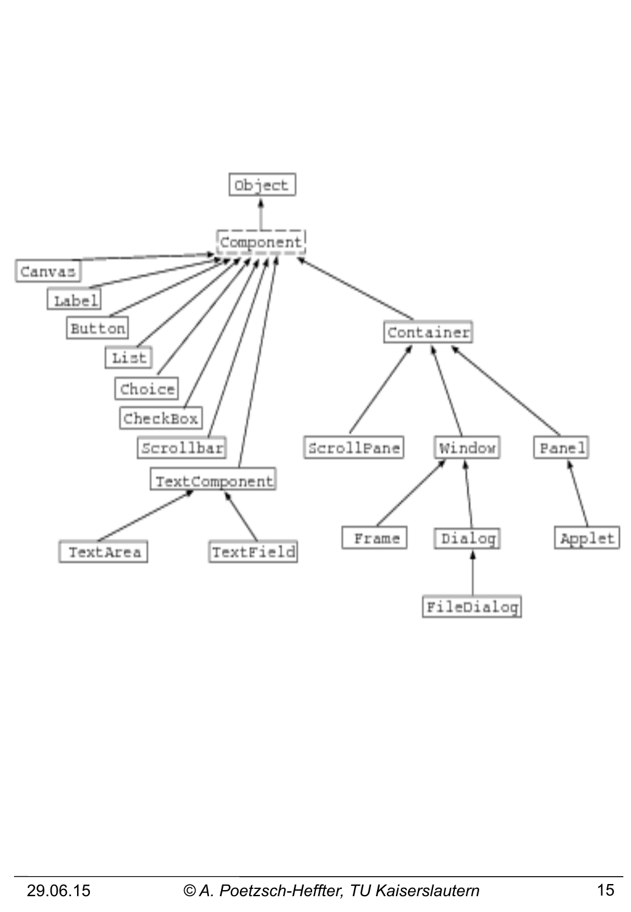- Object
  - Component
    - Canvas
    - Label
    - Button
    - List
    - Choice
    - CheckBox
    - Scrollbar
    - TextComponent
      - TextArea
      - TextField
    - Container
      - ScrollPane
      - Window
        - Frame
        - Dialog
          - FileDialog
      - Panel
        - Applet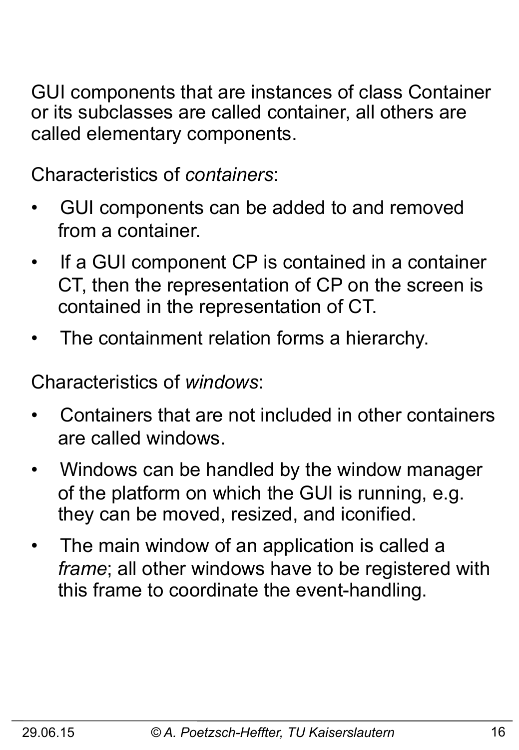GUI components that are instances of class Container or its subclasses are called container, all others are called elementary components.

Characteristics of *containers*:

- GUI components can be added to and removed from a container.
- If a GUI component CP is contained in a container CT, then the representation of CP on the screen is contained in the representation of CT.
- The containment relation forms a hierarchy.

Characteristics of *windows*:

- Containers that are not included in other containers are called windows.
- Windows can be handled by the window manager of the platform on which the GUI is running, e.g. they can be moved, resized, and iconified.
- The main window of an application is called a *frame*; all other windows have to be registered with this frame to coordinate the event-handling.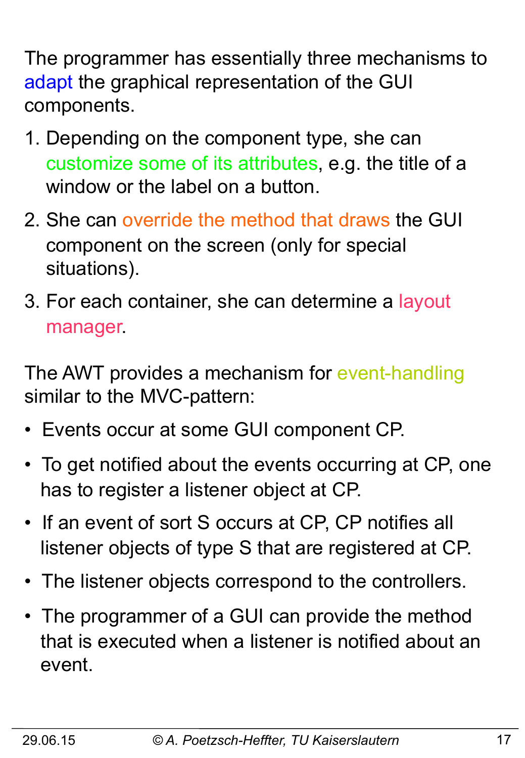The programmer has essentially three mechanisms to adapt the graphical representation of the GUI components.

1. Depending on the component type, she can customize some of its attributes, e.g. the title of a window or the label on a button.
2. She can override the method that draws the GUI component on the screen (only for special situations).
3. For each container, she can determine a layout manager.

The AWT provides a mechanism for event-handling similar to the MVC-pattern:

- Events occur at some GUI component CP.
- To get notified about the events occurring at CP, one has to register a listener object at CP.
- If an event of sort S occurs at CP, CP notifies all listener objects of type S that are registered at CP.
- The listener objects correspond to the controllers.
- The programmer of a GUI can provide the method that is executed when a listener is notified about an event.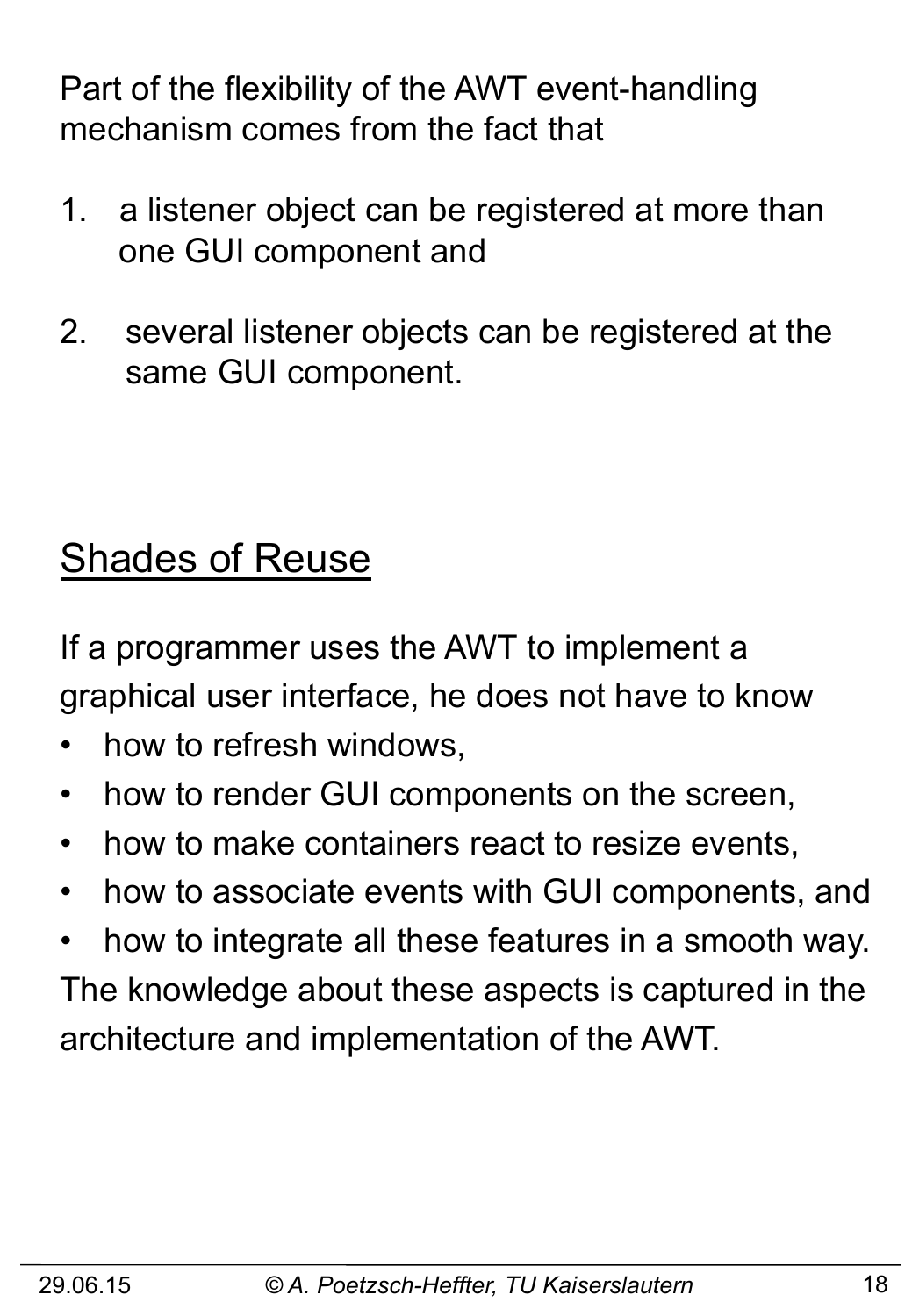Part of the flexibility of the AWT event-handling mechanism comes from the fact that

1. a listener object can be registered at more than one GUI component and
2. several listener objects can be registered at the same GUI component.

## Shades of Reuse

If a programmer uses the AWT to implement a graphical user interface, he does not have to know

- how to refresh windows,
- how to render GUI components on the screen,
- how to make containers react to resize events,
- how to associate events with GUI components, and
- how to integrate all these features in a smooth way.

The knowledge about these aspects is captured in the architecture and implementation of the AWT.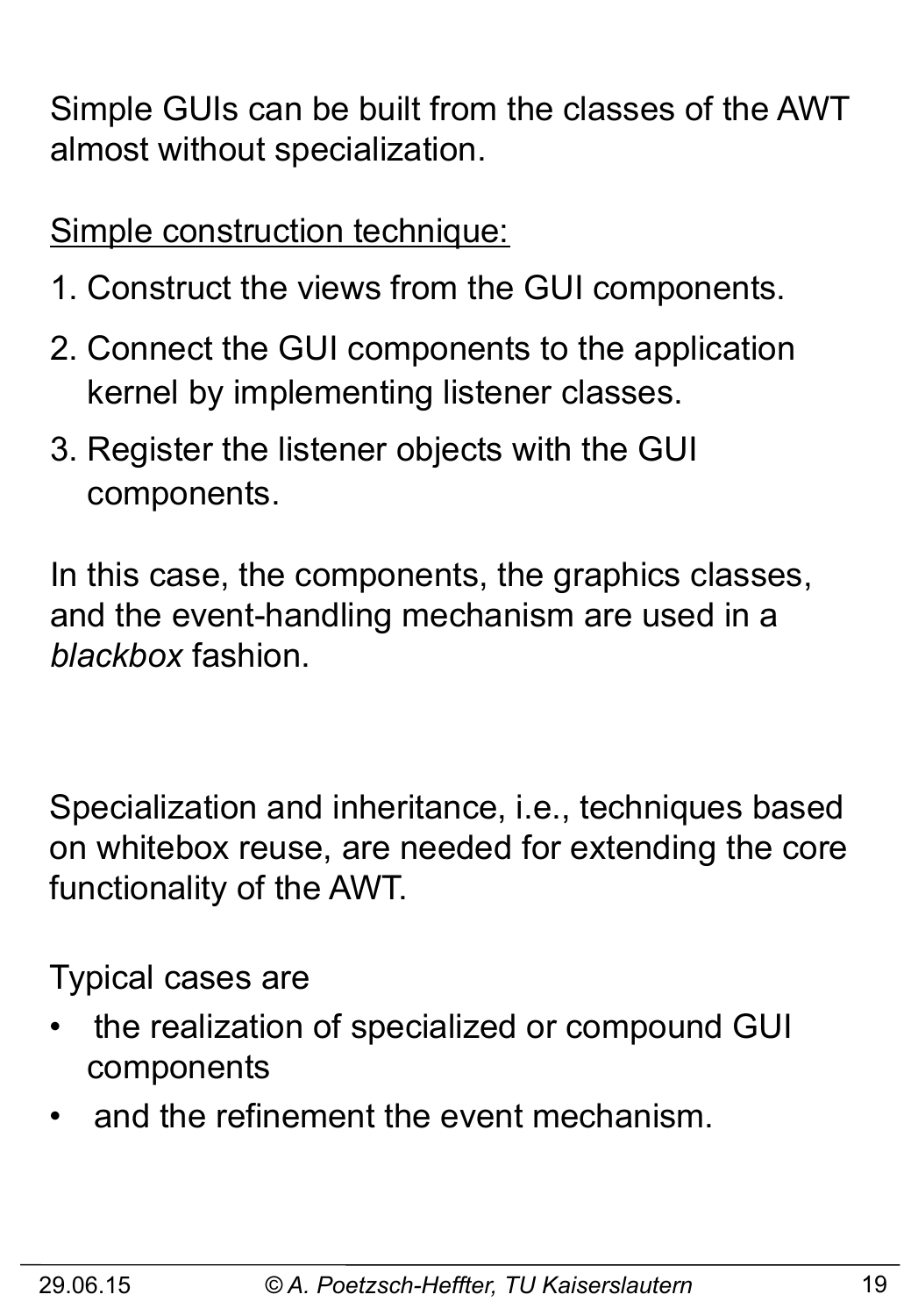Simple GUIs can be built from the classes of the AWT almost without specialization.

Simple construction technique:

1. Construct the views from the GUI components.
2. Connect the GUI components to the application kernel by implementing listener classes.
3. Register the listener objects with the GUI components.

In this case, the components, the graphics classes, and the event-handling mechanism are used in a *blackbox* fashion.

Specialization and inheritance, i.e., techniques based on whitebox reuse, are needed for extending the core functionality of the AWT.

Typical cases are

- the realization of specialized or compound GUI components
- and the refinement the event mechanism.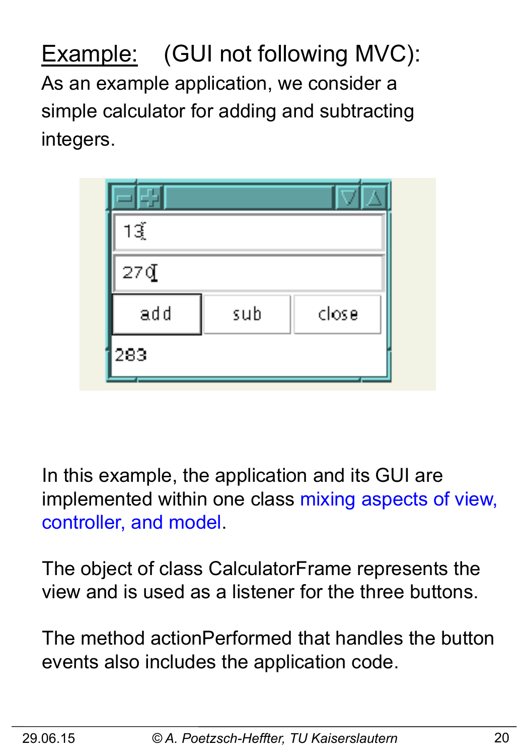<u>Example:</u> (GUI not following MVC):

As an example application, we consider a simple calculator for adding and subtracting integers.

In this example, the application and its GUI are implemented within one class mixing aspects of view, controller, and model.

The object of class CalculatorFrame represents the view and is used as a listener for the three buttons.

The method actionPerformed that handles the button events also includes the application code.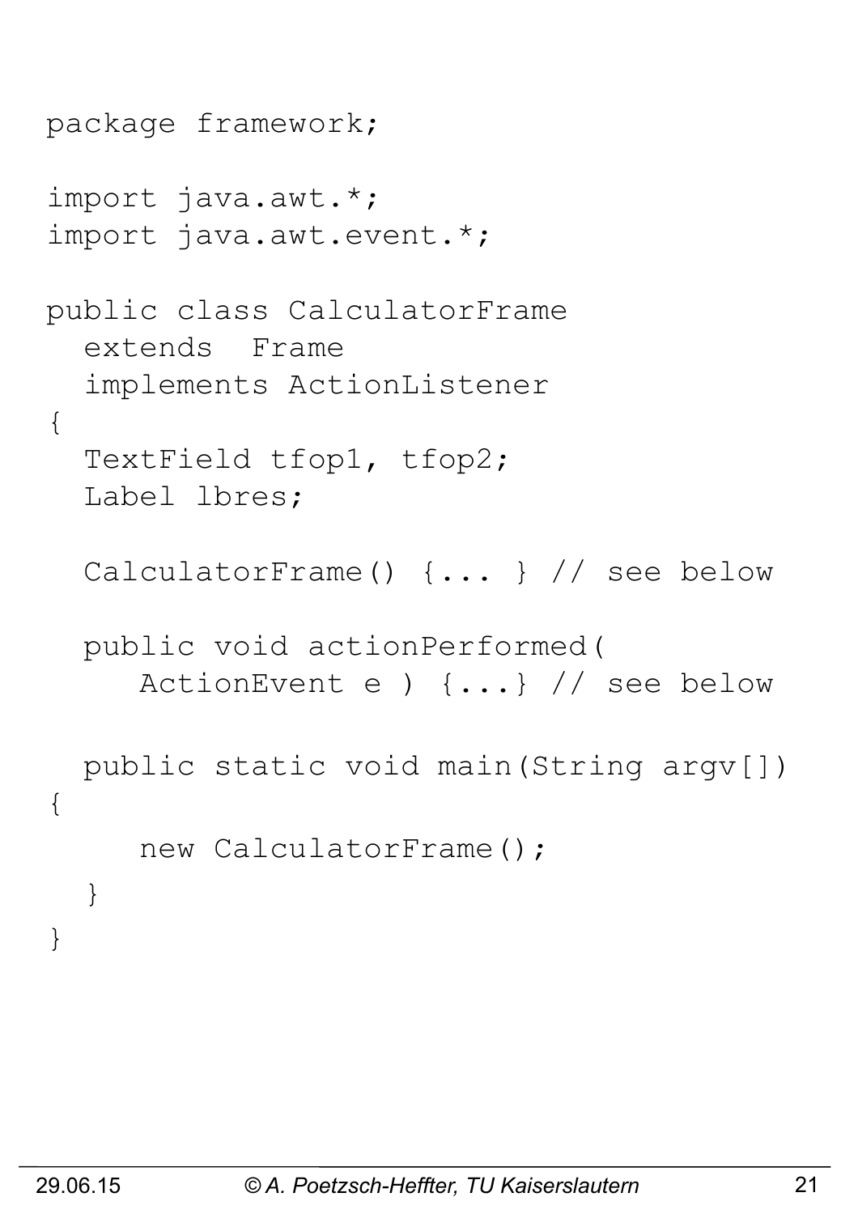```java
package framework;

import java.awt.*;
import java.awt.event.*;

public class CalculatorFrame
  extends  Frame
  implements ActionListener
{
  TextField tfop1, tfop2;
  Label lbres;

  CalculatorFrame() {... } // see below

  public void actionPerformed(
     ActionEvent e ) {...} // see below

  public static void main(String argv[])
{
     new CalculatorFrame();
  }
}
```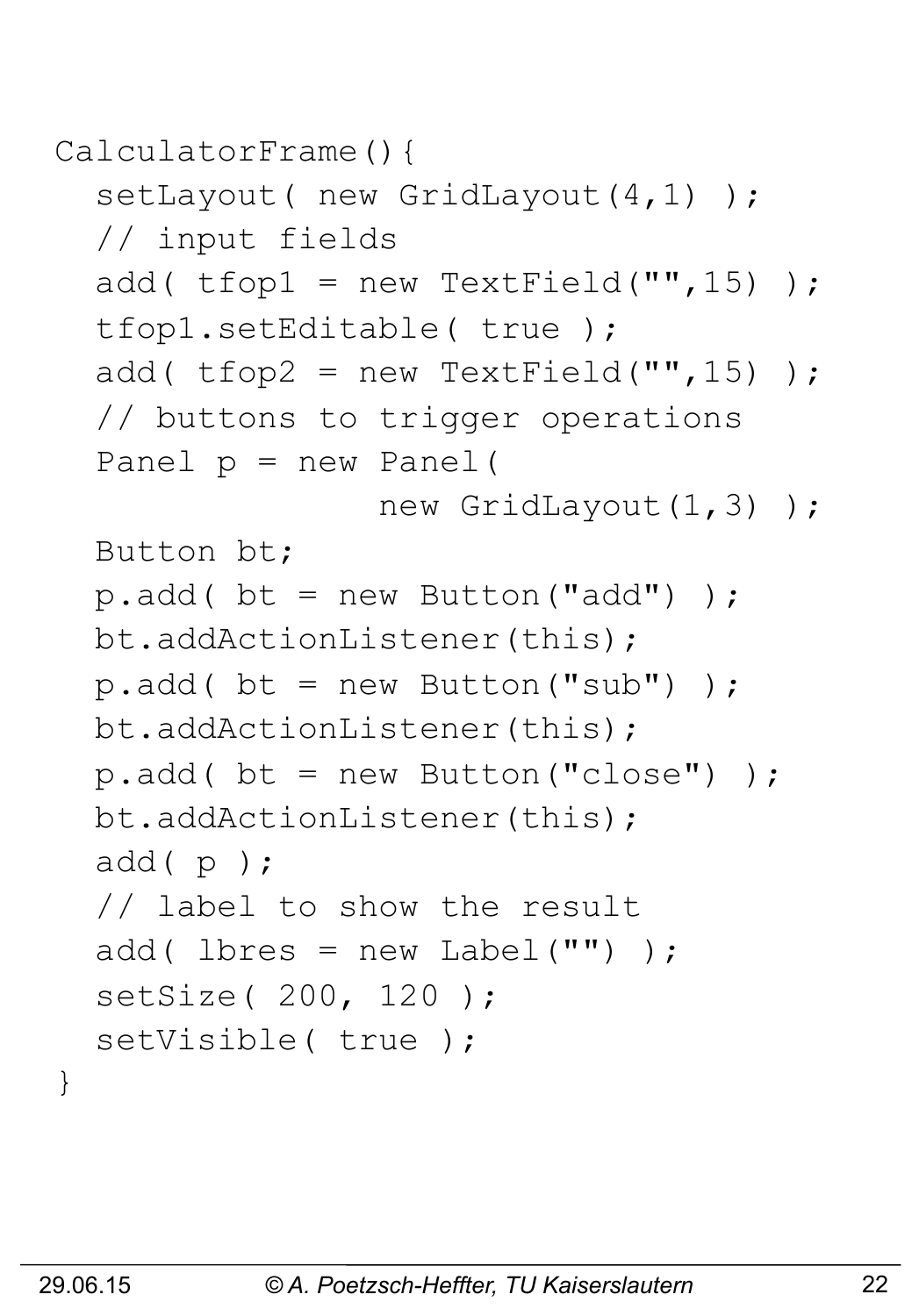```
CalculatorFrame(){
  setLayout( new GridLayout(4,1) );
  // input fields
  add( tfop1 = new TextField("",15) );
  tfop1.setEditable( true );
  add( tfop2 = new TextField("",15) );
  // buttons to trigger operations
  Panel p = new Panel(
              new GridLayout(1,3) );
  Button bt;
  p.add( bt = new Button("add") );
  bt.addActionListener(this);
  p.add( bt = new Button("sub") );
  bt.addActionListener(this);
  p.add( bt = new Button("close") );
  bt.addActionListener(this);
  add( p );
  // label to show the result
  add( lbres = new Label("") );
  setSize( 200, 120 );
  setVisible( true );
}
```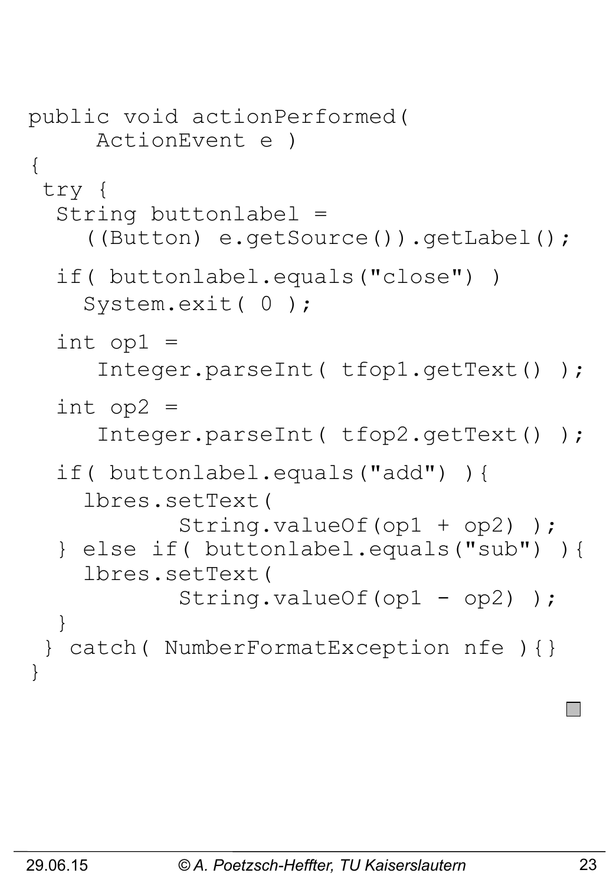```
public void actionPerformed(
     ActionEvent e )
{
 try {
  String buttonlabel =
    ((Button) e.getSource()).getLabel();

  if( buttonlabel.equals("close") )
    System.exit( 0 );

  int op1 =
     Integer.parseInt( tfop1.getText() );

  int op2 =
     Integer.parseInt( tfop2.getText() );

  if( buttonlabel.equals("add") ){
    lbres.setText(
           String.valueOf(op1 + op2) );
  } else if( buttonlabel.equals("sub") ){
    lbres.setText(
           String.valueOf(op1 - op2) );
  }
 } catch( NumberFormatException nfe ){}
}
```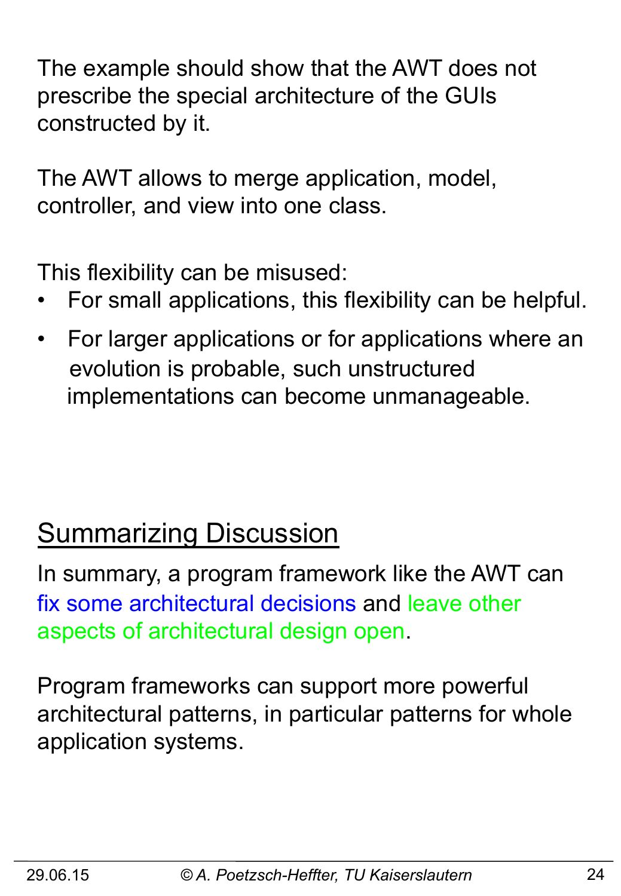The example should show that the AWT does not prescribe the special architecture of the GUIs constructed by it.

The AWT allows to merge application, model, controller, and view into one class.

This flexibility can be misused:

- For small applications, this flexibility can be helpful.
- For larger applications or for applications where an evolution is probable, such unstructured implementations can become unmanageable.

## Summarizing Discussion

In summary, a program framework like the AWT can fix some architectural decisions and leave other aspects of architectural design open.

Program frameworks can support more powerful architectural patterns, in particular patterns for whole application systems.